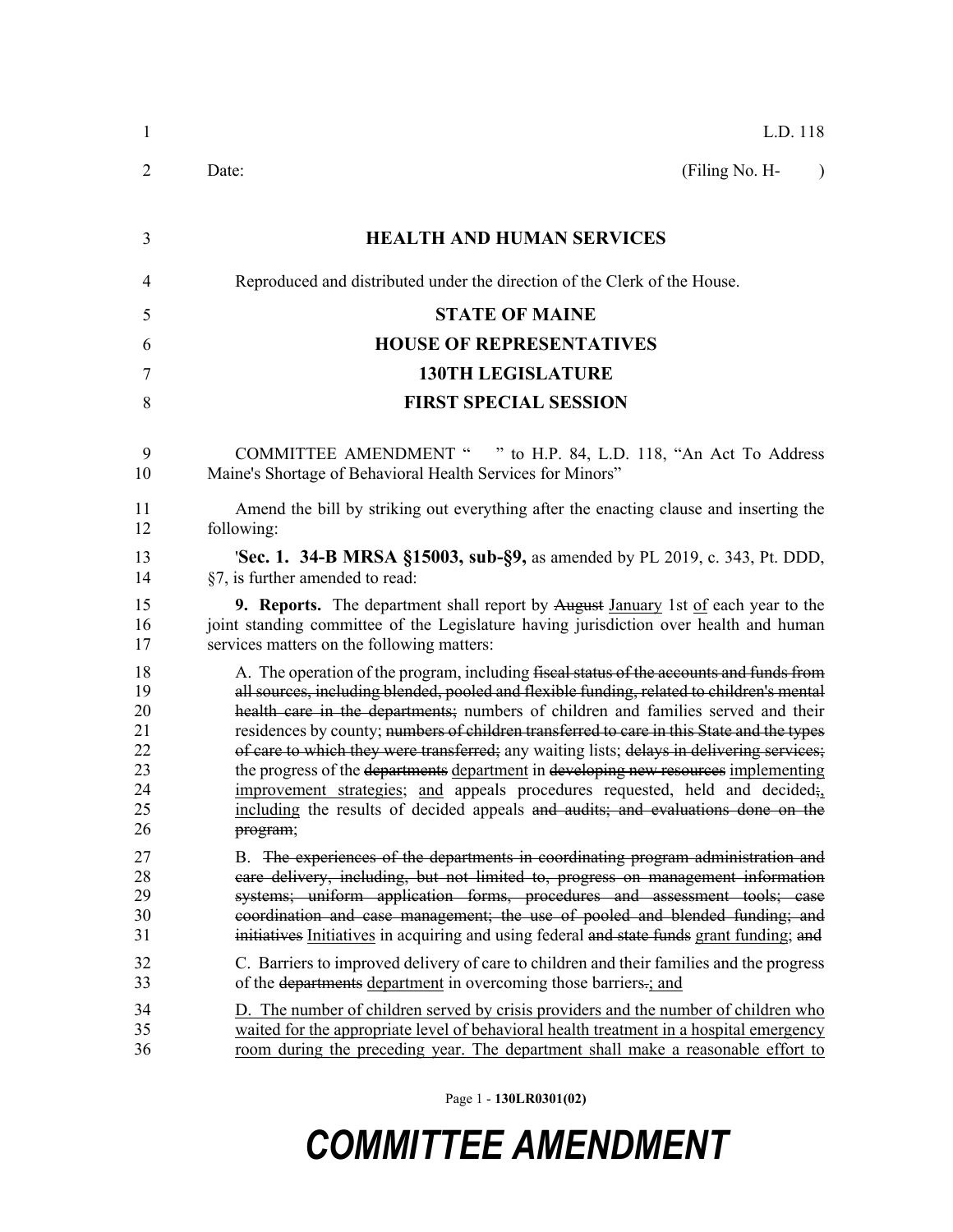L.D. 118

Date: (Filing No. H- )

# HEALTH AND HUMAN SERVICES

Reproduced and distributed under the direction of the Clerk of the House.

## STATE OF MAINE
## HOUSE OF REPRESENTATIVES
## 130TH LEGISLATURE
## FIRST SPECIAL SESSION

COMMITTEE AMENDMENT " " to H.P. 84, L.D. 118, "An Act To Address Maine's Shortage of Behavioral Health Services for Minors"

Amend the bill by striking out everything after the enacting clause and inserting the following:

'**Sec. 1. 34-B MRSA §15003, sub-§9,** as amended by PL 2019, c. 343, Pt. DDD, §7, is further amended to read:

**9. Reports.** The department shall report by ~~August~~ January 1st of each year to the joint standing committee of the Legislature having jurisdiction over health and human services matters on the following matters:

A. The operation of the program, including ~~fiscal status of the accounts and funds from all sources, including blended, pooled and flexible funding, related to children's mental health care in the departments;~~ numbers of children and families served and their residences by county; ~~numbers of children transferred to care in this State and the types of care to which they were transferred;~~ any waiting lists; ~~delays in delivering services;~~ the progress of the ~~departments~~ department in ~~developing new resources~~ implementing improvement strategies; and appeals procedures requested, held and decided~~;~~, including the results of decided appeals ~~and audits; and evaluations done on the program~~;

B. ~~The experiences of the departments in coordinating program administration and care delivery, including, but not limited to, progress on management information systems; uniform application forms, procedures and assessment tools; case coordination and case management; the use of pooled and blended funding; and initiatives~~ Initiatives in acquiring and using federal ~~and state funds~~ grant funding; ~~and~~

C. Barriers to improved delivery of care to children and their families and the progress of the ~~departments~~ department in overcoming those barriers~~.~~; and

D. The number of children served by crisis providers and the number of children who waited for the appropriate level of behavioral health treatment in a hospital emergency room during the preceding year. The department shall make a reasonable effort to

Page 1 - 130LR0301(02)

COMMITTEE AMENDMENT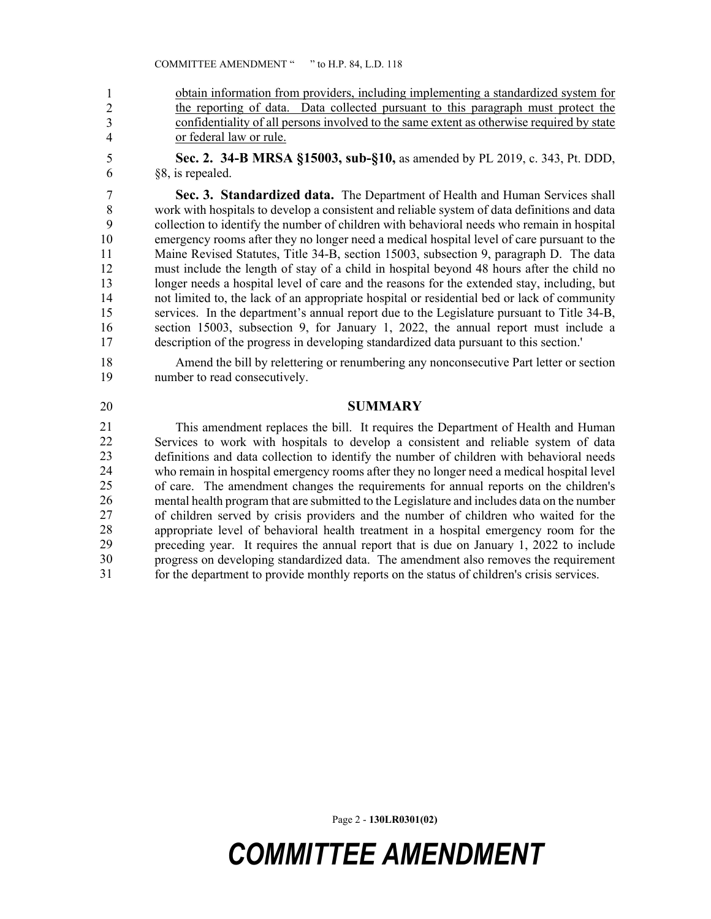obtain information from providers, including implementing a standardized system for the reporting of data. Data collected pursuant to this paragraph must protect the confidentiality of all persons involved to the same extent as otherwise required by state or federal law or rule.

**Sec. 2. 34-B MRSA §15003, sub-§10,** as amended by PL 2019, c. 343, Pt. DDD, §8, is repealed.

**Sec. 3. Standardized data.** The Department of Health and Human Services shall work with hospitals to develop a consistent and reliable system of data definitions and data collection to identify the number of children with behavioral needs who remain in hospital emergency rooms after they no longer need a medical hospital level of care pursuant to the Maine Revised Statutes, Title 34-B, section 15003, subsection 9, paragraph D. The data must include the length of stay of a child in hospital beyond 48 hours after the child no longer needs a hospital level of care and the reasons for the extended stay, including, but not limited to, the lack of an appropriate hospital or residential bed or lack of community services. In the department's annual report due to the Legislature pursuant to Title 34-B, section 15003, subsection 9, for January 1, 2022, the annual report must include a description of the progress in developing standardized data pursuant to this section.'

Amend the bill by relettering or renumbering any nonconsecutive Part letter or section number to read consecutively.

## SUMMARY

This amendment replaces the bill. It requires the Department of Health and Human Services to work with hospitals to develop a consistent and reliable system of data definitions and data collection to identify the number of children with behavioral needs who remain in hospital emergency rooms after they no longer need a medical hospital level of care. The amendment changes the requirements for annual reports on the children's mental health program that are submitted to the Legislature and includes data on the number of children served by crisis providers and the number of children who waited for the appropriate level of behavioral health treatment in a hospital emergency room for the preceding year. It requires the annual report that is due on January 1, 2022 to include progress on developing standardized data. The amendment also removes the requirement for the department to provide monthly reports on the status of children's crisis services.